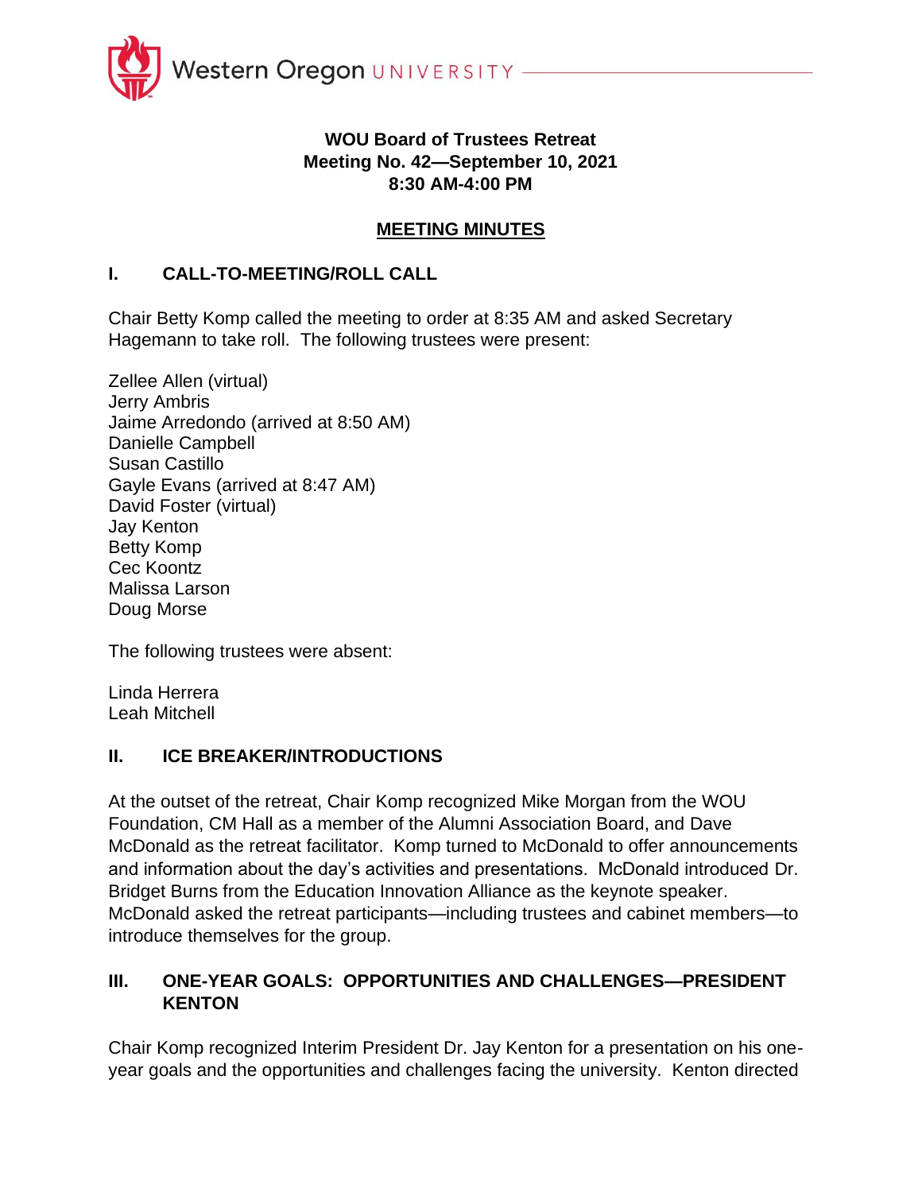# WOU Board of Trustees Retreat
## Meeting No. 42—September 10, 2021
## 8:30 AM-4:00 PM

## MEETING MINUTES

## I. CALL-TO-MEETING/ROLL CALL

Chair Betty Komp called the meeting to order at 8:35 AM and asked Secretary Hagemann to take roll. The following trustees were present:

Zellee Allen (virtual)
Jerry Ambris
Jaime Arredondo (arrived at 8:50 AM)
Danielle Campbell
Susan Castillo
Gayle Evans (arrived at 8:47 AM)
David Foster (virtual)
Jay Kenton
Betty Komp
Cec Koontz
Malissa Larson
Doug Morse

The following trustees were absent:

Linda Herrera
Leah Mitchell

## II. ICE BREAKER/INTRODUCTIONS

At the outset of the retreat, Chair Komp recognized Mike Morgan from the WOU Foundation, CM Hall as a member of the Alumni Association Board, and Dave McDonald as the retreat facilitator. Komp turned to McDonald to offer announcements and information about the day's activities and presentations. McDonald introduced Dr. Bridget Burns from the Education Innovation Alliance as the keynote speaker. McDonald asked the retreat participants—including trustees and cabinet members—to introduce themselves for the group.

## III. ONE-YEAR GOALS: OPPORTUNITIES AND CHALLENGES—PRESIDENT KENTON

Chair Komp recognized Interim President Dr. Jay Kenton for a presentation on his one-year goals and the opportunities and challenges facing the university. Kenton directed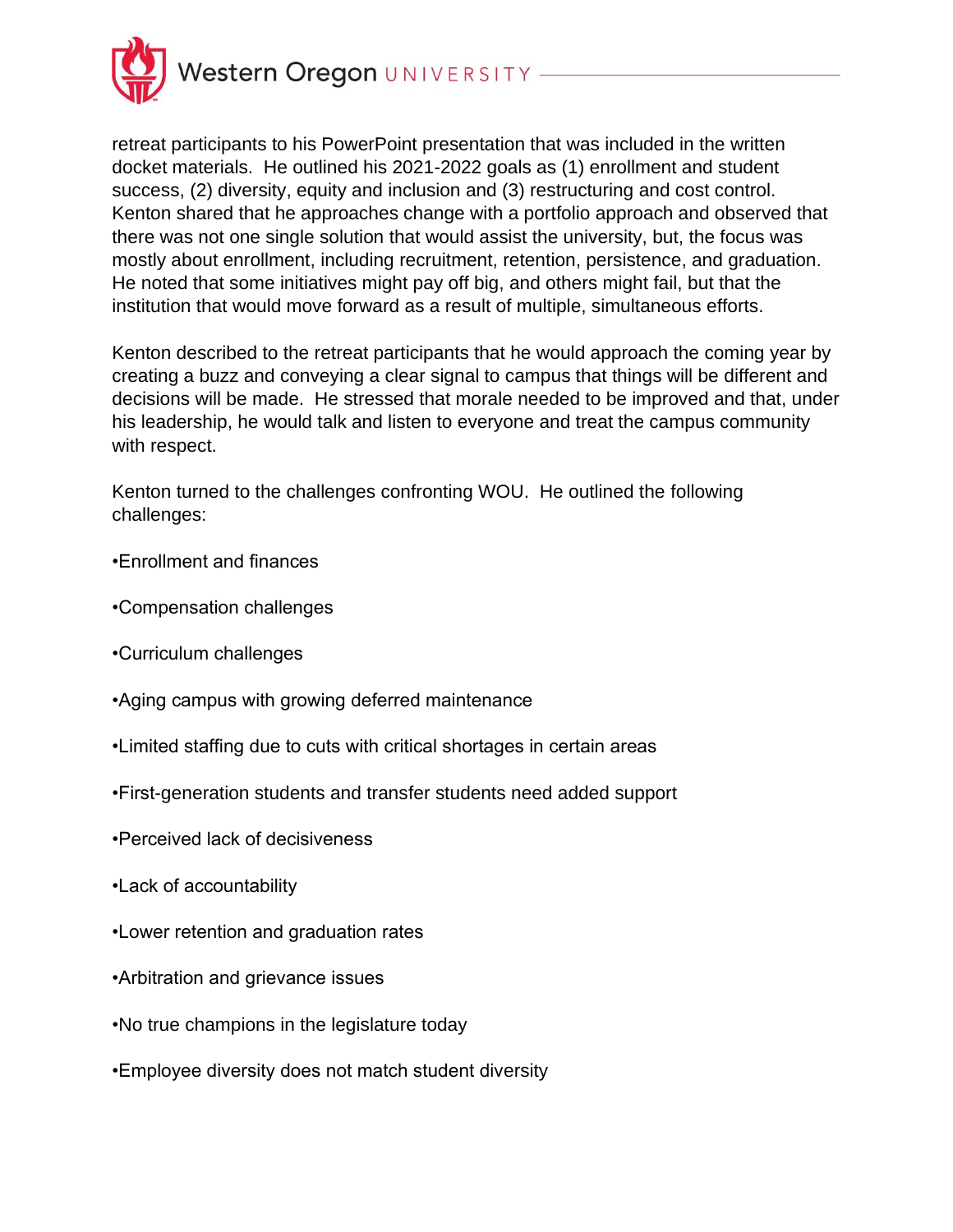retreat participants to his PowerPoint presentation that was included in the written docket materials. He outlined his 2021-2022 goals as (1) enrollment and student success, (2) diversity, equity and inclusion and (3) restructuring and cost control. Kenton shared that he approaches change with a portfolio approach and observed that there was not one single solution that would assist the university, but, the focus was mostly about enrollment, including recruitment, retention, persistence, and graduation. He noted that some initiatives might pay off big, and others might fail, but that the institution that would move forward as a result of multiple, simultaneous efforts.

Kenton described to the retreat participants that he would approach the coming year by creating a buzz and conveying a clear signal to campus that things will be different and decisions will be made. He stressed that morale needed to be improved and that, under his leadership, he would talk and listen to everyone and treat the campus community with respect.

Kenton turned to the challenges confronting WOU. He outlined the following challenges:

- Enrollment and finances
- Compensation challenges
- Curriculum challenges
- Aging campus with growing deferred maintenance
- Limited staffing due to cuts with critical shortages in certain areas
- First-generation students and transfer students need added support
- Perceived lack of decisiveness
- Lack of accountability
- Lower retention and graduation rates
- Arbitration and grievance issues
- No true champions in the legislature today
- Employee diversity does not match student diversity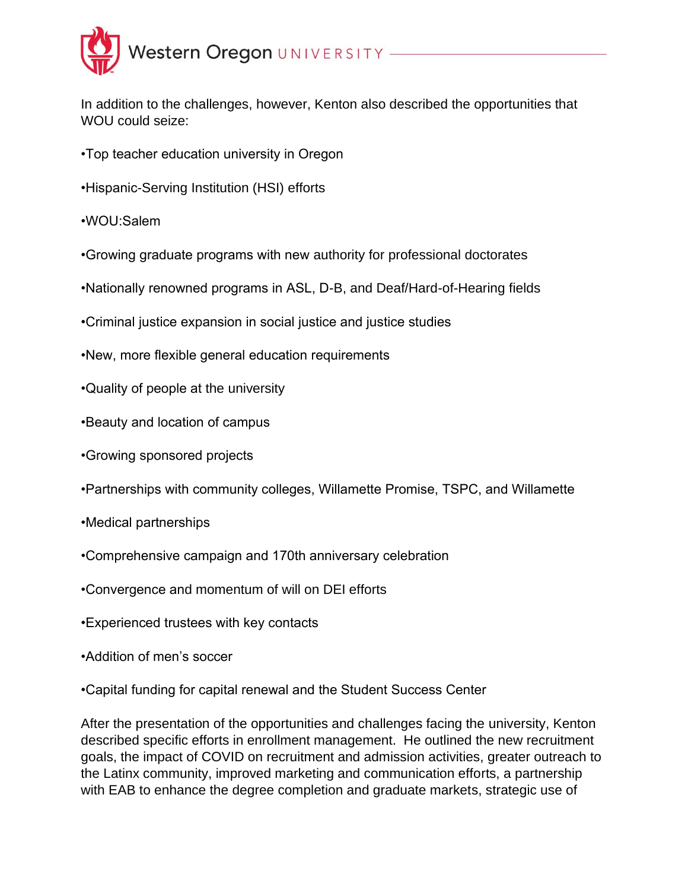In addition to the challenges, however, Kenton also described the opportunities that WOU could seize:

- Top teacher education university in Oregon
- Hispanic-Serving Institution (HSI) efforts
- WOU:Salem
- Growing graduate programs with new authority for professional doctorates
- Nationally renowned programs in ASL, D-B, and Deaf/Hard-of-Hearing fields
- Criminal justice expansion in social justice and justice studies
- New, more flexible general education requirements
- Quality of people at the university
- Beauty and location of campus
- Growing sponsored projects
- Partnerships with community colleges, Willamette Promise, TSPC, and Willamette
- Medical partnerships
- Comprehensive campaign and 170th anniversary celebration
- Convergence and momentum of will on DEI efforts
- Experienced trustees with key contacts
- Addition of men's soccer
- Capital funding for capital renewal and the Student Success Center

After the presentation of the opportunities and challenges facing the university, Kenton described specific efforts in enrollment management. He outlined the new recruitment goals, the impact of COVID on recruitment and admission activities, greater outreach to the Latinx community, improved marketing and communication efforts, a partnership with EAB to enhance the degree completion and graduate markets, strategic use of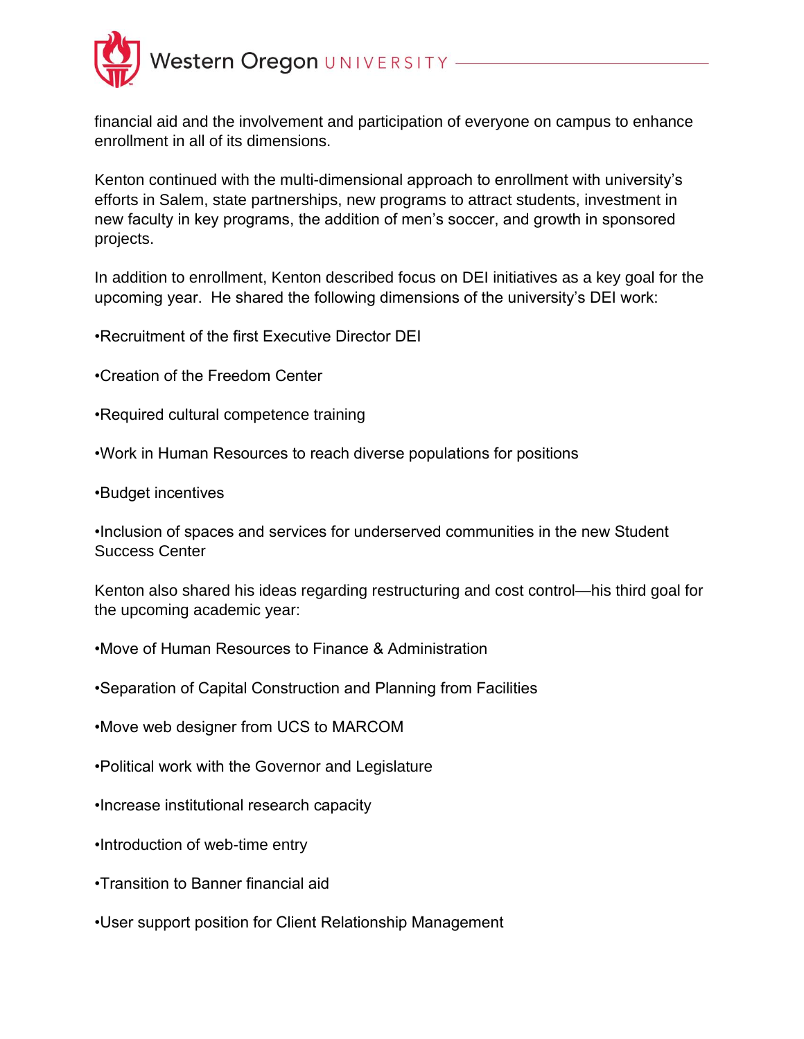financial aid and the involvement and participation of everyone on campus to enhance enrollment in all of its dimensions.

Kenton continued with the multi-dimensional approach to enrollment with university's efforts in Salem, state partnerships, new programs to attract students, investment in new faculty in key programs, the addition of men's soccer, and growth in sponsored projects.

In addition to enrollment, Kenton described focus on DEI initiatives as a key goal for the upcoming year. He shared the following dimensions of the university's DEI work:

- Recruitment of the first Executive Director DEI
- Creation of the Freedom Center
- Required cultural competence training
- Work in Human Resources to reach diverse populations for positions
- Budget incentives
- Inclusion of spaces and services for underserved communities in the new Student Success Center

Kenton also shared his ideas regarding restructuring and cost control—his third goal for the upcoming academic year:

- Move of Human Resources to Finance & Administration
- Separation of Capital Construction and Planning from Facilities
- Move web designer from UCS to MARCOM
- Political work with the Governor and Legislature
- Increase institutional research capacity
- Introduction of web-time entry
- Transition to Banner financial aid
- User support position for Client Relationship Management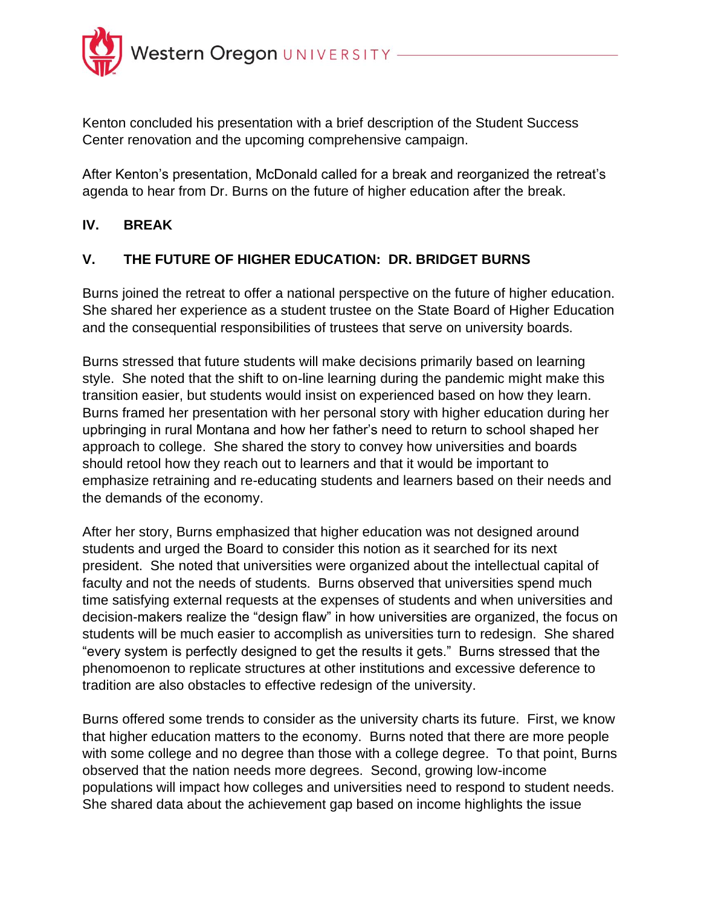Kenton concluded his presentation with a brief description of the Student Success Center renovation and the upcoming comprehensive campaign.

After Kenton's presentation, McDonald called for a break and reorganized the retreat's agenda to hear from Dr. Burns on the future of higher education after the break.

## IV. BREAK

## V. THE FUTURE OF HIGHER EDUCATION: DR. BRIDGET BURNS

Burns joined the retreat to offer a national perspective on the future of higher education. She shared her experience as a student trustee on the State Board of Higher Education and the consequential responsibilities of trustees that serve on university boards.

Burns stressed that future students will make decisions primarily based on learning style. She noted that the shift to on-line learning during the pandemic might make this transition easier, but students would insist on experienced based on how they learn. Burns framed her presentation with her personal story with higher education during her upbringing in rural Montana and how her father's need to return to school shaped her approach to college. She shared the story to convey how universities and boards should retool how they reach out to learners and that it would be important to emphasize retraining and re-educating students and learners based on their needs and the demands of the economy.

After her story, Burns emphasized that higher education was not designed around students and urged the Board to consider this notion as it searched for its next president. She noted that universities were organized about the intellectual capital of faculty and not the needs of students. Burns observed that universities spend much time satisfying external requests at the expenses of students and when universities and decision-makers realize the "design flaw" in how universities are organized, the focus on students will be much easier to accomplish as universities turn to redesign. She shared "every system is perfectly designed to get the results it gets." Burns stressed that the phenomoenon to replicate structures at other institutions and excessive deference to tradition are also obstacles to effective redesign of the university.

Burns offered some trends to consider as the university charts its future. First, we know that higher education matters to the economy. Burns noted that there are more people with some college and no degree than those with a college degree. To that point, Burns observed that the nation needs more degrees. Second, growing low-income populations will impact how colleges and universities need to respond to student needs. She shared data about the achievement gap based on income highlights the issue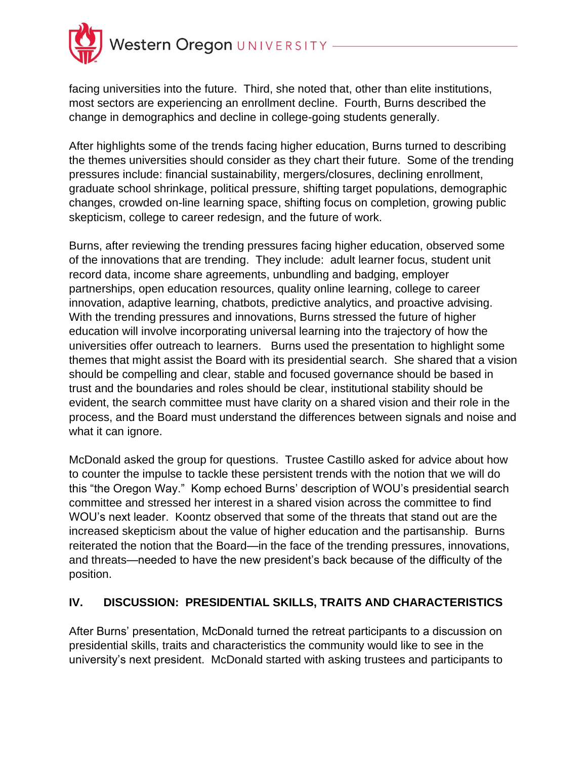facing universities into the future. Third, she noted that, other than elite institutions, most sectors are experiencing an enrollment decline. Fourth, Burns described the change in demographics and decline in college-going students generally.

After highlights some of the trends facing higher education, Burns turned to describing the themes universities should consider as they chart their future. Some of the trending pressures include: financial sustainability, mergers/closures, declining enrollment, graduate school shrinkage, political pressure, shifting target populations, demographic changes, crowded on-line learning space, shifting focus on completion, growing public skepticism, college to career redesign, and the future of work.

Burns, after reviewing the trending pressures facing higher education, observed some of the innovations that are trending. They include: adult learner focus, student unit record data, income share agreements, unbundling and badging, employer partnerships, open education resources, quality online learning, college to career innovation, adaptive learning, chatbots, predictive analytics, and proactive advising. With the trending pressures and innovations, Burns stressed the future of higher education will involve incorporating universal learning into the trajectory of how the universities offer outreach to learners. Burns used the presentation to highlight some themes that might assist the Board with its presidential search. She shared that a vision should be compelling and clear, stable and focused governance should be based in trust and the boundaries and roles should be clear, institutional stability should be evident, the search committee must have clarity on a shared vision and their role in the process, and the Board must understand the differences between signals and noise and what it can ignore.

McDonald asked the group for questions. Trustee Castillo asked for advice about how to counter the impulse to tackle these persistent trends with the notion that we will do this "the Oregon Way." Komp echoed Burns' description of WOU's presidential search committee and stressed her interest in a shared vision across the committee to find WOU's next leader. Koontz observed that some of the threats that stand out are the increased skepticism about the value of higher education and the partisanship. Burns reiterated the notion that the Board—in the face of the trending pressures, innovations, and threats—needed to have the new president's back because of the difficulty of the position.

## IV. DISCUSSION: PRESIDENTIAL SKILLS, TRAITS AND CHARACTERISTICS

After Burns' presentation, McDonald turned the retreat participants to a discussion on presidential skills, traits and characteristics the community would like to see in the university's next president. McDonald started with asking trustees and participants to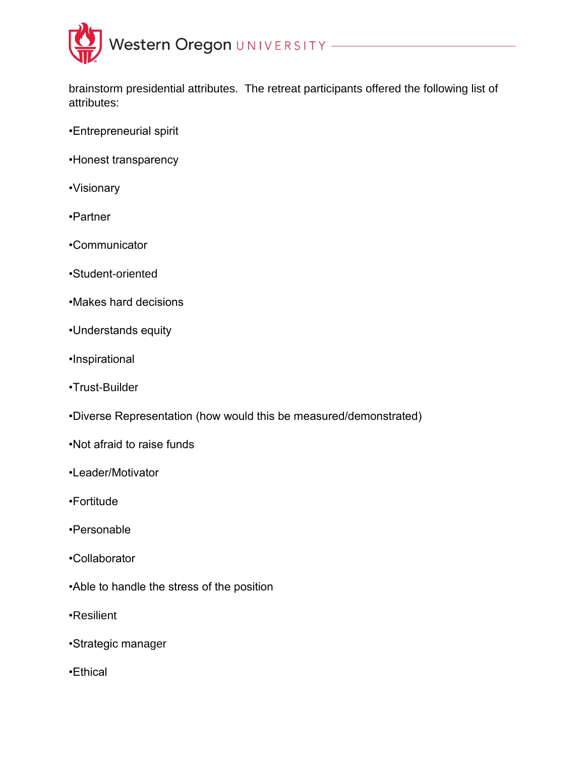brainstorm presidential attributes. The retreat participants offered the following list of attributes:

- Entrepreneurial spirit
- Honest transparency
- Visionary
- Partner
- Communicator
- Student-oriented
- Makes hard decisions
- Understands equity
- Inspirational
- Trust-Builder
- Diverse Representation (how would this be measured/demonstrated)
- Not afraid to raise funds
- Leader/Motivator
- Fortitude
- Personable
- Collaborator
- Able to handle the stress of the position
- Resilient
- Strategic manager
- Ethical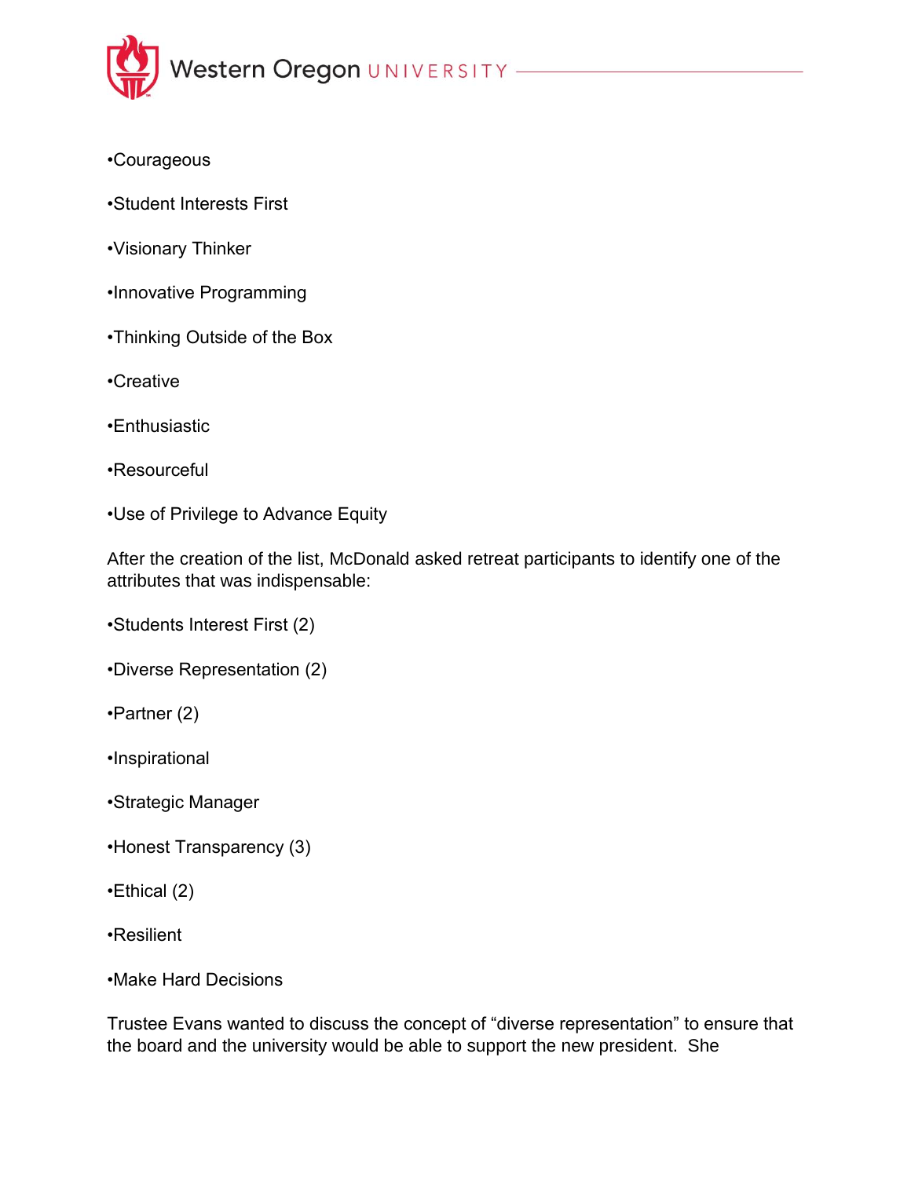- Courageous
- Student Interests First
- Visionary Thinker
- Innovative Programming
- Thinking Outside of the Box
- Creative
- Enthusiastic
- Resourceful
- Use of Privilege to Advance Equity

After the creation of the list, McDonald asked retreat participants to identify one of the attributes that was indispensable:

- Students Interest First (2)
- Diverse Representation (2)
- Partner (2)
- Inspirational
- Strategic Manager
- Honest Transparency (3)
- Ethical (2)
- Resilient
- Make Hard Decisions

Trustee Evans wanted to discuss the concept of "diverse representation" to ensure that the board and the university would be able to support the new president. She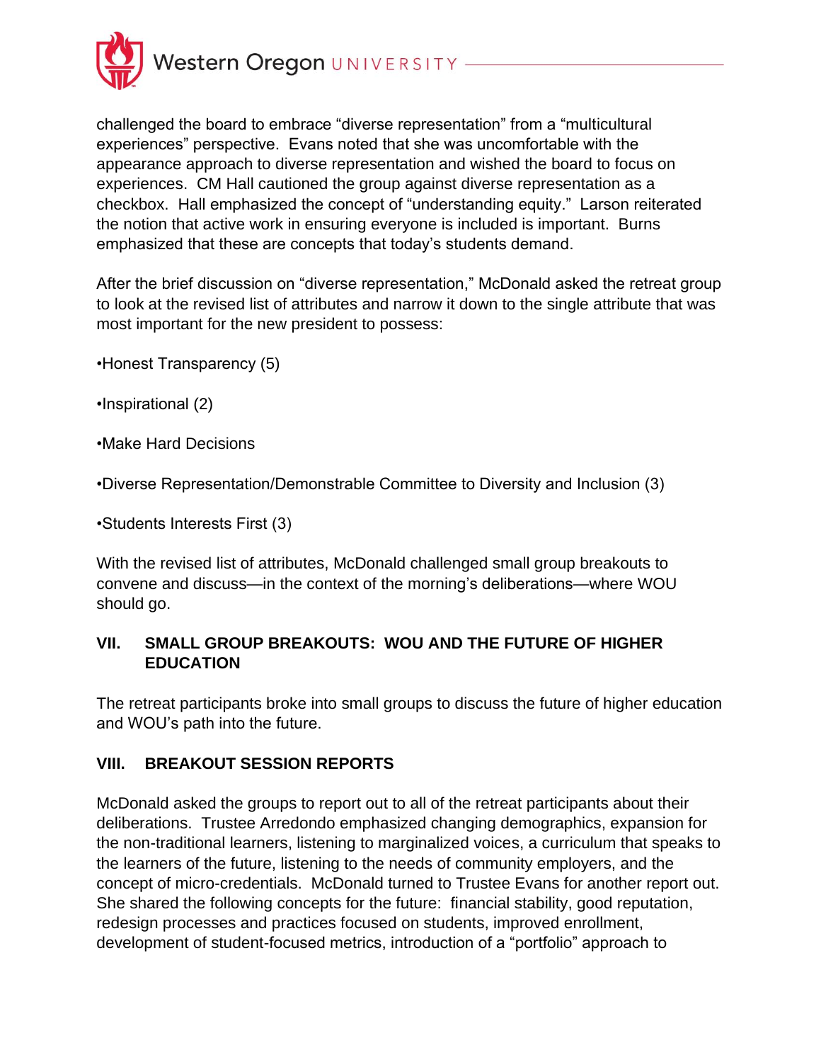challenged the board to embrace "diverse representation" from a "multicultural experiences" perspective. Evans noted that she was uncomfortable with the appearance approach to diverse representation and wished the board to focus on experiences. CM Hall cautioned the group against diverse representation as a checkbox. Hall emphasized the concept of "understanding equity." Larson reiterated the notion that active work in ensuring everyone is included is important. Burns emphasized that these are concepts that today's students demand.

After the brief discussion on "diverse representation," McDonald asked the retreat group to look at the revised list of attributes and narrow it down to the single attribute that was most important for the new president to possess:

•Honest Transparency (5)

•Inspirational (2)

•Make Hard Decisions

•Diverse Representation/Demonstrable Committee to Diversity and Inclusion (3)

•Students Interests First (3)

With the revised list of attributes, McDonald challenged small group breakouts to convene and discuss—in the context of the morning's deliberations—where WOU should go.

## VII. SMALL GROUP BREAKOUTS: WOU AND THE FUTURE OF HIGHER EDUCATION

The retreat participants broke into small groups to discuss the future of higher education and WOU's path into the future.

## VIII. BREAKOUT SESSION REPORTS

McDonald asked the groups to report out to all of the retreat participants about their deliberations. Trustee Arredondo emphasized changing demographics, expansion for the non-traditional learners, listening to marginalized voices, a curriculum that speaks to the learners of the future, listening to the needs of community employers, and the concept of micro-credentials. McDonald turned to Trustee Evans for another report out. She shared the following concepts for the future: financial stability, good reputation, redesign processes and practices focused on students, improved enrollment, development of student-focused metrics, introduction of a "portfolio" approach to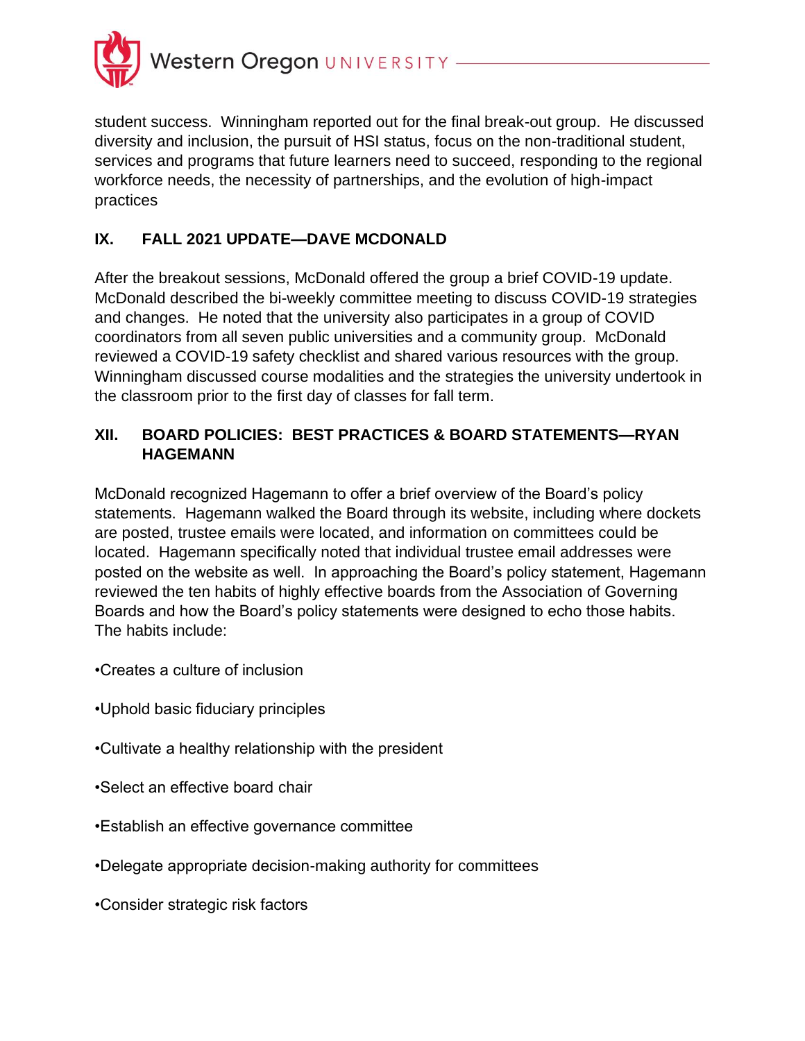student success. Winningham reported out for the final break-out group. He discussed diversity and inclusion, the pursuit of HSI status, focus on the non-traditional student, services and programs that future learners need to succeed, responding to the regional workforce needs, the necessity of partnerships, and the evolution of high-impact practices

## IX. FALL 2021 UPDATE—DAVE MCDONALD

After the breakout sessions, McDonald offered the group a brief COVID-19 update. McDonald described the bi-weekly committee meeting to discuss COVID-19 strategies and changes. He noted that the university also participates in a group of COVID coordinators from all seven public universities and a community group. McDonald reviewed a COVID-19 safety checklist and shared various resources with the group. Winningham discussed course modalities and the strategies the university undertook in the classroom prior to the first day of classes for fall term.

## XII. BOARD POLICIES: BEST PRACTICES & BOARD STATEMENTS—RYAN HAGEMANN

McDonald recognized Hagemann to offer a brief overview of the Board's policy statements. Hagemann walked the Board through its website, including where dockets are posted, trustee emails were located, and information on committees could be located. Hagemann specifically noted that individual trustee email addresses were posted on the website as well. In approaching the Board's policy statement, Hagemann reviewed the ten habits of highly effective boards from the Association of Governing Boards and how the Board's policy statements were designed to echo those habits. The habits include:

- Creates a culture of inclusion
- Uphold basic fiduciary principles
- Cultivate a healthy relationship with the president
- Select an effective board chair
- Establish an effective governance committee
- Delegate appropriate decision-making authority for committees
- Consider strategic risk factors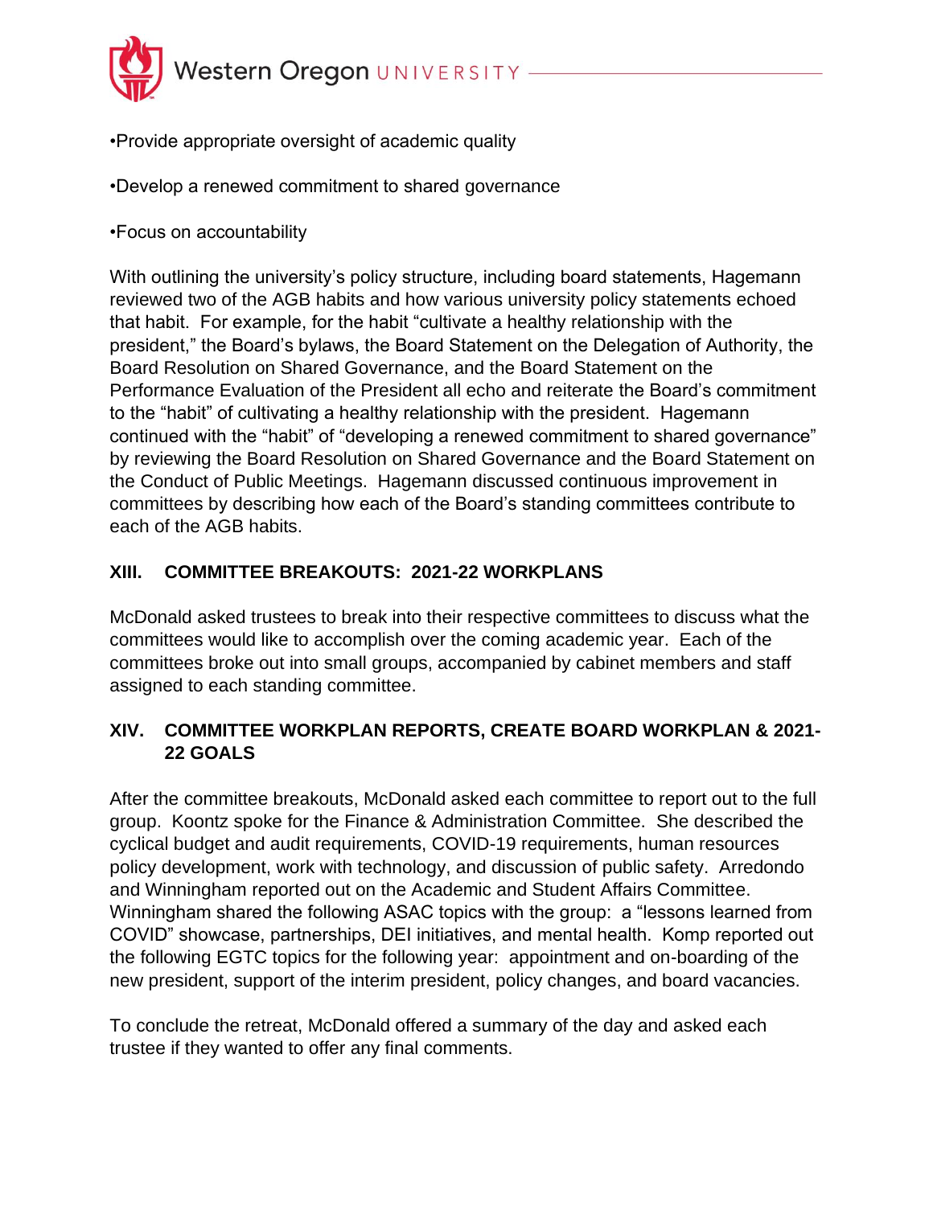•Provide appropriate oversight of academic quality

•Develop a renewed commitment to shared governance

•Focus on accountability

With outlining the university's policy structure, including board statements, Hagemann reviewed two of the AGB habits and how various university policy statements echoed that habit. For example, for the habit "cultivate a healthy relationship with the president," the Board's bylaws, the Board Statement on the Delegation of Authority, the Board Resolution on Shared Governance, and the Board Statement on the Performance Evaluation of the President all echo and reiterate the Board's commitment to the "habit" of cultivating a healthy relationship with the president. Hagemann continued with the "habit" of "developing a renewed commitment to shared governance" by reviewing the Board Resolution on Shared Governance and the Board Statement on the Conduct of Public Meetings. Hagemann discussed continuous improvement in committees by describing how each of the Board's standing committees contribute to each of the AGB habits.

## XIII. COMMITTEE BREAKOUTS: 2021-22 WORKPLANS

McDonald asked trustees to break into their respective committees to discuss what the committees would like to accomplish over the coming academic year. Each of the committees broke out into small groups, accompanied by cabinet members and staff assigned to each standing committee.

## XIV. COMMITTEE WORKPLAN REPORTS, CREATE BOARD WORKPLAN & 2021-22 GOALS

After the committee breakouts, McDonald asked each committee to report out to the full group. Koontz spoke for the Finance & Administration Committee. She described the cyclical budget and audit requirements, COVID-19 requirements, human resources policy development, work with technology, and discussion of public safety. Arredondo and Winningham reported out on the Academic and Student Affairs Committee. Winningham shared the following ASAC topics with the group: a "lessons learned from COVID" showcase, partnerships, DEI initiatives, and mental health. Komp reported out the following EGTC topics for the following year: appointment and on-boarding of the new president, support of the interim president, policy changes, and board vacancies.

To conclude the retreat, McDonald offered a summary of the day and asked each trustee if they wanted to offer any final comments.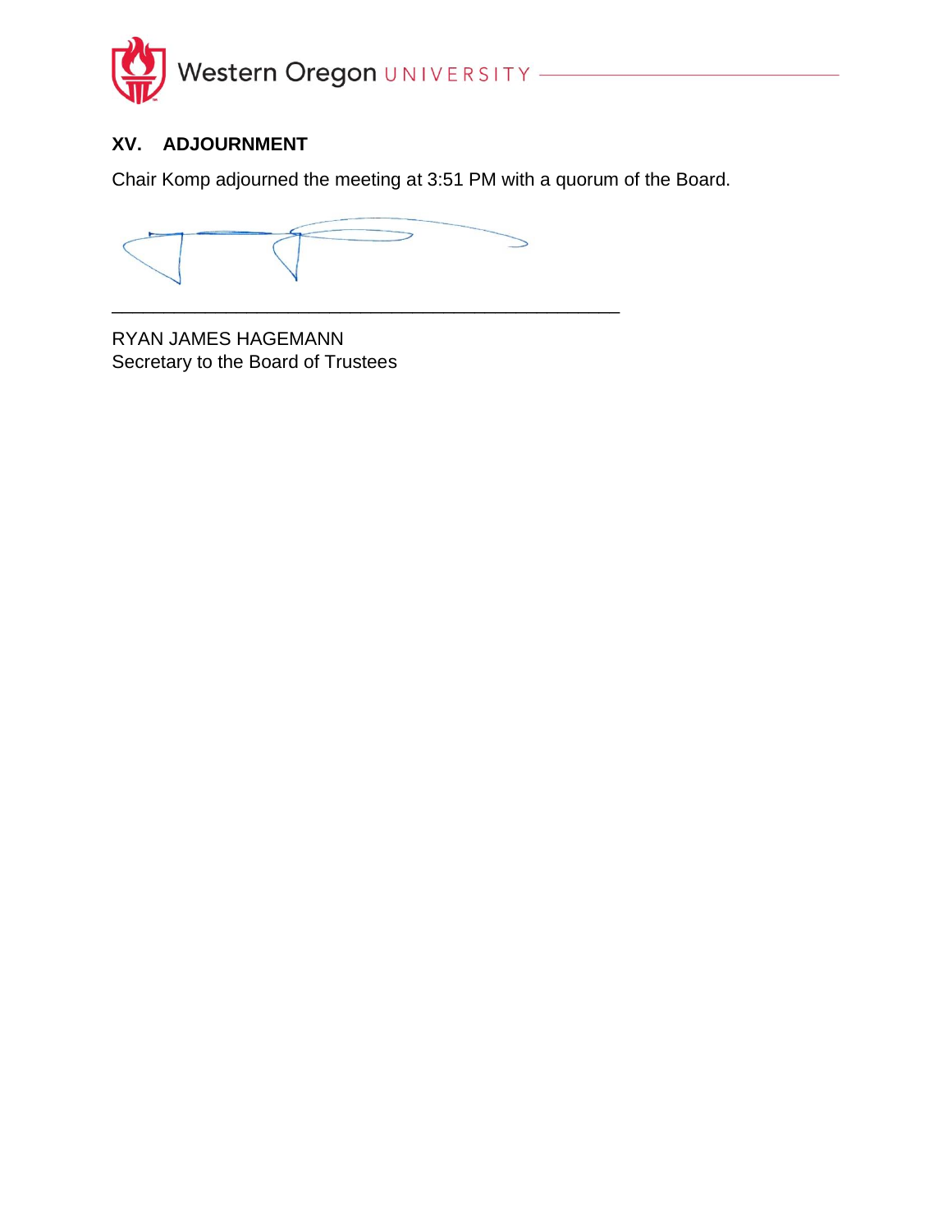## XV. ADJOURNMENT

Chair Komp adjourned the meeting at 3:51 PM with a quorum of the Board.

\_\_\_\_\_\_\_\_\_\_\_\_\_\_\_\_\_\_\_\_\_\_\_\_\_\_\_\_\_\_\_\_\_\_\_\_\_\_\_\_\_\_\_\_\_\_\_\_

RYAN JAMES HAGEMANN
Secretary to the Board of Trustees